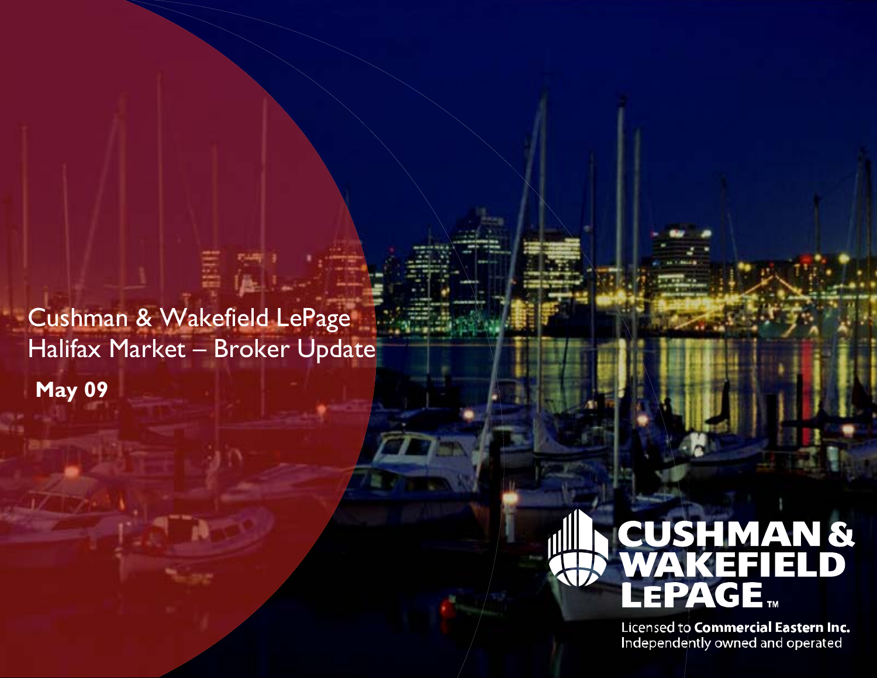# Cushman & Wakefield LePage
# Halifax Market – Broker Update

**May 09**

**CUSHMAN & WAKEFIELD LEPAGE™**

Licensed to **Commercial Eastern Inc.**
Independently owned and operated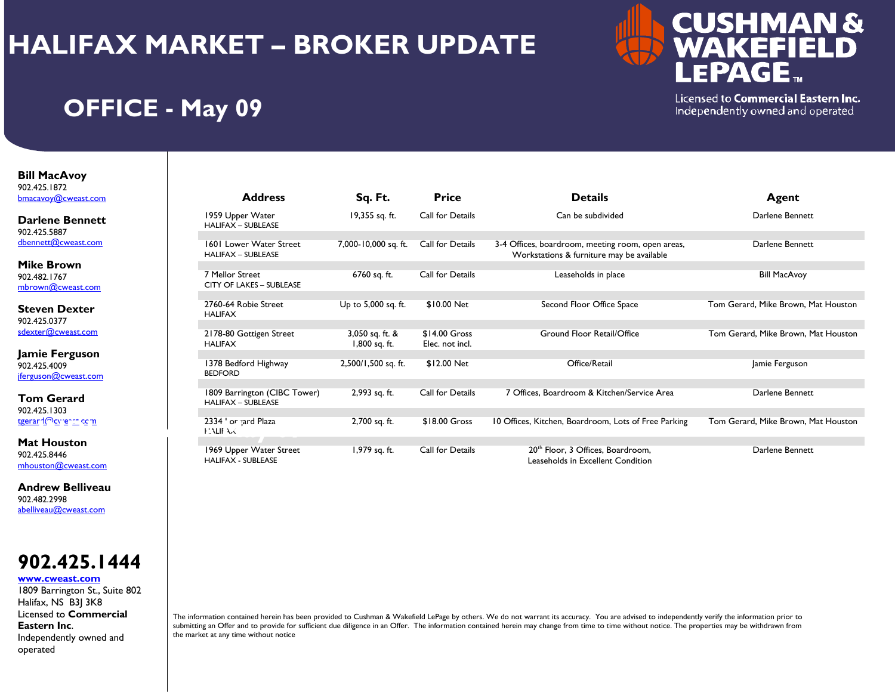# HALIFAX MARKET – BROKER UPDATE

## OFFICE - May 09

CUSHMAN & WAKEFIELD LEPAGE™

Licensed to **Commercial Eastern Inc.**
Independently owned and operated

**Bill MacAvoy**
902.425.1872
bmacavoy@cweast.com

**Darlene Bennett**
902.425.5887
dbennett@cweast.com

**Mike Brown**
902.482.1767
mbrown@cweast.com

**Steven Dexter**
902.425.0377
sdexter@cweast.com

**Jamie Ferguson**
902.425.4009
jferguson@cweast.com

**Tom Gerard**
902.425.1303
tgerard@cweast.com

**Mat Houston**
902.425.8446
mhouston@cweast.com

**Andrew Belliveau**
902.482.2998
abelliveau@cweast.com

# 902.425.1444

**www.cweast.com**
1809 Barrington St., Suite 802
Halifax, NS B3J 3K8
Licensed to **Commercial Eastern Inc**.
Independently owned and operated

| Address | Sq. Ft. | Price | Details | Agent |
|---|---|---|---|---|
| 1959 Upper Water<br>HALIFAX – SUBLEASE | 19,355 sq. ft. | Call for Details | Can be subdivided | Darlene Bennett |
| 1601 Lower Water Street<br>HALIFAX – SUBLEASE | 7,000-10,000 sq. ft. | Call for Details | 3-4 Offices, boardroom, meeting room, open areas, Workstations & furniture may be available | Darlene Bennett |
| 7 Mellor Street<br>CITY OF LAKES – SUBLEASE | 6760 sq. ft. | Call for Details | Leaseholds in place | Bill MacAvoy |
| 2760-64 Robie Street<br>HALIFAX | Up to 5,000 sq. ft. | $10.00 Net | Second Floor Office Space | Tom Gerard, Mike Brown, Mat Houston |
| 2178-80 Gottigen Street<br>HALIFAX | 3,050 sq. ft. &<br>1,800 sq. ft. | $14.00 Gross<br>Elec. not incl. | Ground Floor Retail/Office | Tom Gerard, Mike Brown, Mat Houston |
| 1378 Bedford Highway<br>BEDFORD | 2,500/1,500 sq. ft. | $12.00 Net | Office/Retail | Jamie Ferguson |
| 1809 Barrington (CIBC Tower)<br>HALIFAX – SUBLEASE | 2,993 sq. ft. | Call for Details | 7 Offices, Boardroom & Kitchen/Service Area | Darlene Bennett |
| 2334 Gottingard Plaza<br>HALIFAX | 2,700 sq. ft. | $18.00 Gross | 10 Offices, Kitchen, Boardroom, Lots of Free Parking | Tom Gerard, Mike Brown, Mat Houston |
| 1969 Upper Water Street<br>HALIFAX - SUBLEASE | 1,979 sq. ft. | Call for Details | 20th Floor, 3 Offices, Boardroom, Leaseholds in Excellent Condition | Darlene Bennett |

The information contained herein has been provided to Cushman & Wakefield LePage by others. We do not warrant its accuracy. You are advised to independently verify the information prior to submitting an Offer and to provide for sufficient due diligence in an Offer. The information contained herein may change from time to time without notice. The properties may be withdrawn from the market at any time without notice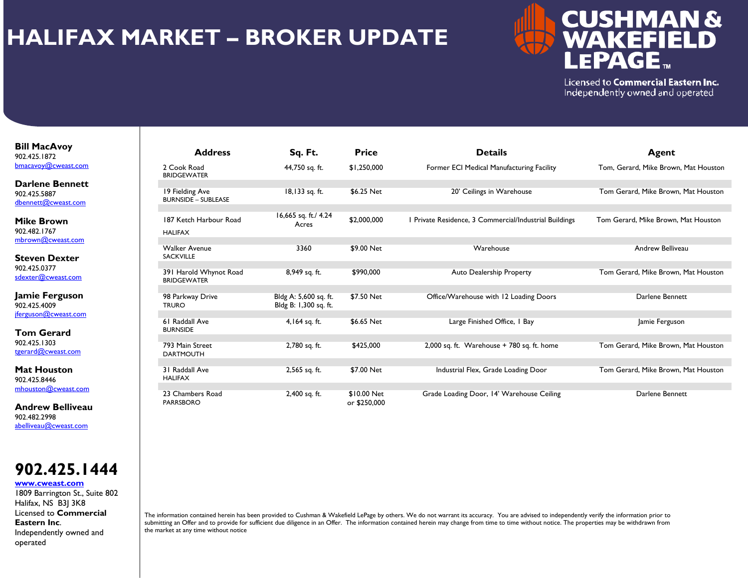# HALIFAX MARKET – BROKER UPDATE

CUSHMAN & WAKEFIELD LEPAGE™

Licensed to **Commercial Eastern Inc.**
Independently owned and operated

**Bill MacAvoy**
902.425.1872
bmacavoy@cweast.com

**Darlene Bennett**
902.425.5887
dbennett@cweast.com

**Mike Brown**
902.482.1767
mbrown@cweast.com

**Steven Dexter**
902.425.0377
sdexter@cweast.com

**Jamie Ferguson**
902.425.4009
jferguson@cweast.com

**Tom Gerard**
902.425.1303
tgerard@cweast.com

**Mat Houston**
902.425.8446
mhouston@cweast.com

**Andrew Belliveau**
902.482.2998
abelliveau@cweast.com

| Address | Sq. Ft. | Price | Details | Agent |
|---|---|---|---|---|
| 2 Cook Road BRIDGEWATER | 44,750 sq. ft. | $1,250,000 | Former ECI Medical Manufacturing Facility | Tom, Gerard, Mike Brown, Mat Houston |
| 19 Fielding Ave BURNSIDE – SUBLEASE | 18,133 sq. ft. | $6.25 Net | 20' Ceilings in Warehouse | Tom Gerard, Mike Brown, Mat Houston |
| 187 Ketch Harbour Road HALIFAX | 16,665 sq. ft./ 4.24 Acres | $2,000,000 | 1 Private Residence, 3 Commercial/Industrial Buildings | Tom Gerard, Mike Brown, Mat Houston |
| Walker Avenue SACKVILLE | 3360 | $9.00 Net | Warehouse | Andrew Belliveau |
| 391 Harold Whynot Road BRIDGEWATER | 8,949 sq. ft. | $990,000 | Auto Dealership Property | Tom Gerard, Mike Brown, Mat Houston |
| 98 Parkway Drive TRURO | Bldg A: 5,600 sq. ft. Bldg B: 1,300 sq. ft. | $7.50 Net | Office/Warehouse with 12 Loading Doors | Darlene Bennett |
| 61 Raddall Ave BURNSIDE | 4,164 sq. ft. | $6.65 Net | Large Finished Office, 1 Bay | Jamie Ferguson |
| 793 Main Street DARTMOUTH | 2,780 sq. ft. | $425,000 | 2,000 sq. ft. Warehouse + 780 sq. ft. home | Tom Gerard, Mike Brown, Mat Houston |
| 31 Raddall Ave HALIFAX | 2,565 sq. ft. | $7.00 Net | Industrial Flex, Grade Loading Door | Tom Gerard, Mike Brown, Mat Houston |
| 23 Chambers Road PARRSBORO | 2,400 sq. ft. | $10.00 Net or $250,000 | Grade Loading Door, 14' Warehouse Ceiling | Darlene Bennett |

## 902.425.1444

**www.cweast.com**
1809 Barrington St., Suite 802
Halifax, NS B3J 3K8
Licensed to **Commercial Eastern Inc**.
Independently owned and operated

The information contained herein has been provided to Cushman & Wakefield LePage by others. We do not warrant its accuracy. You are advised to independently verify the information prior to submitting an Offer and to provide for sufficient due diligence in an Offer. The information contained herein may change from time to time without notice. The properties may be withdrawn from the market at any time without notice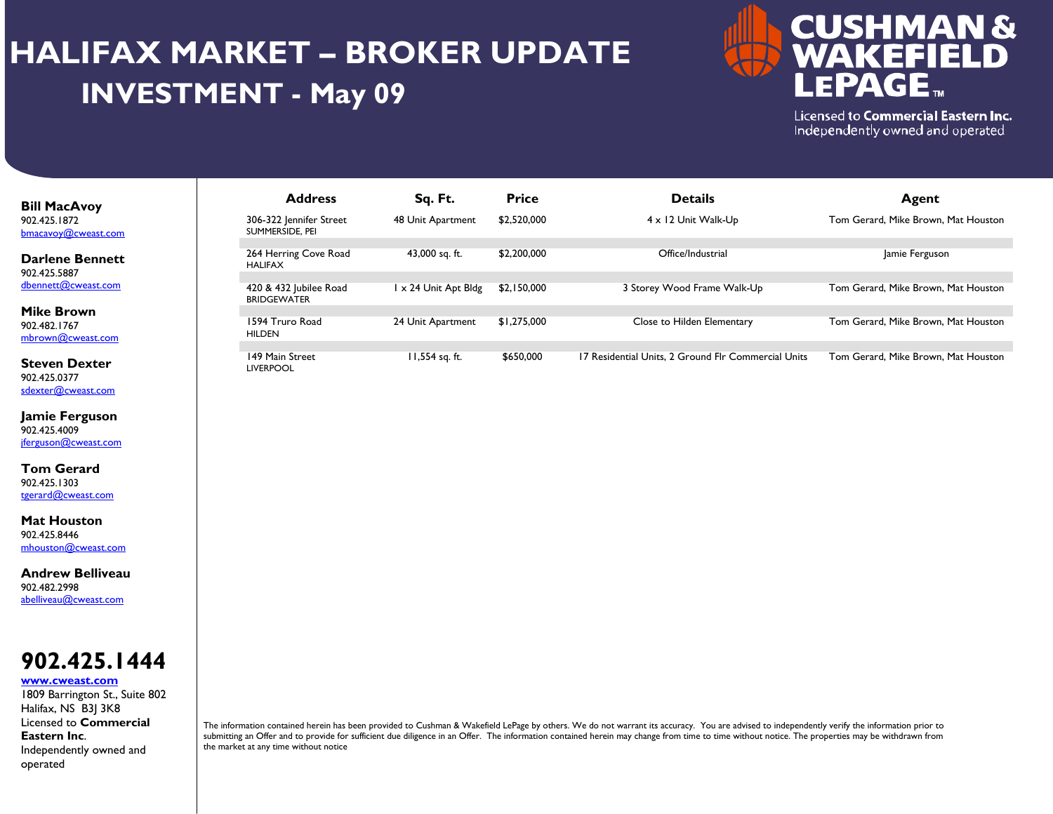# HALIFAX MARKET – BROKER UPDATE

## INVESTMENT - May 09

**CUSHMAN & WAKEFIELD LEPAGE**™

Licensed to **Commercial Eastern Inc.**
Independently owned and operated

**Bill MacAvoy**
902.425.1872
bmacavoy@cweast.com

**Darlene Bennett**
902.425.5887
dbennett@cweast.com

**Mike Brown**
902.482.1767
mbrown@cweast.com

**Steven Dexter**
902.425.0377
sdexter@cweast.com

**Jamie Ferguson**
902.425.4009
jferguson@cweast.com

**Tom Gerard**
902.425.1303
tgerard@cweast.com

**Mat Houston**
902.425.8446
mhouston@cweast.com

**Andrew Belliveau**
902.482.2998
abelliveau@cweast.com

**902.425.1444**
**www.cweast.com**
1809 Barrington St., Suite 802
Halifax, NS B3J 3K8
Licensed to **Commercial Eastern Inc**.
Independently owned and operated

| Address | Sq. Ft. | Price | Details | Agent |
|---|---|---|---|---|
| 306-322 Jennifer Street SUMMERSIDE, PEI | 48 Unit Apartment | $2,520,000 | 4 x 12 Unit Walk-Up | Tom Gerard, Mike Brown, Mat Houston |
| 264 Herring Cove Road HALIFAX | 43,000 sq. ft. | $2,200,000 | Office/Industrial | Jamie Ferguson |
| 420 & 432 Jubilee Road BRIDGEWATER | 1 x 24 Unit Apt Bldg | $2,150,000 | 3 Storey Wood Frame Walk-Up | Tom Gerard, Mike Brown, Mat Houston |
| 1594 Truro Road HILDEN | 24 Unit Apartment | $1,275,000 | Close to Hilden Elementary | Tom Gerard, Mike Brown, Mat Houston |
| 149 Main Street LIVERPOOL | 11,554 sq. ft. | $650,000 | 17 Residential Units, 2 Ground Flr Commercial Units | Tom Gerard, Mike Brown, Mat Houston |

The information contained herein has been provided to Cushman & Wakefield LePage by others. We do not warrant its accuracy. You are advised to independently verify the information prior to submitting an Offer and to provide for sufficient due diligence in an Offer. The information contained herein may change from time to time without notice. The properties may be withdrawn from the market at any time without notice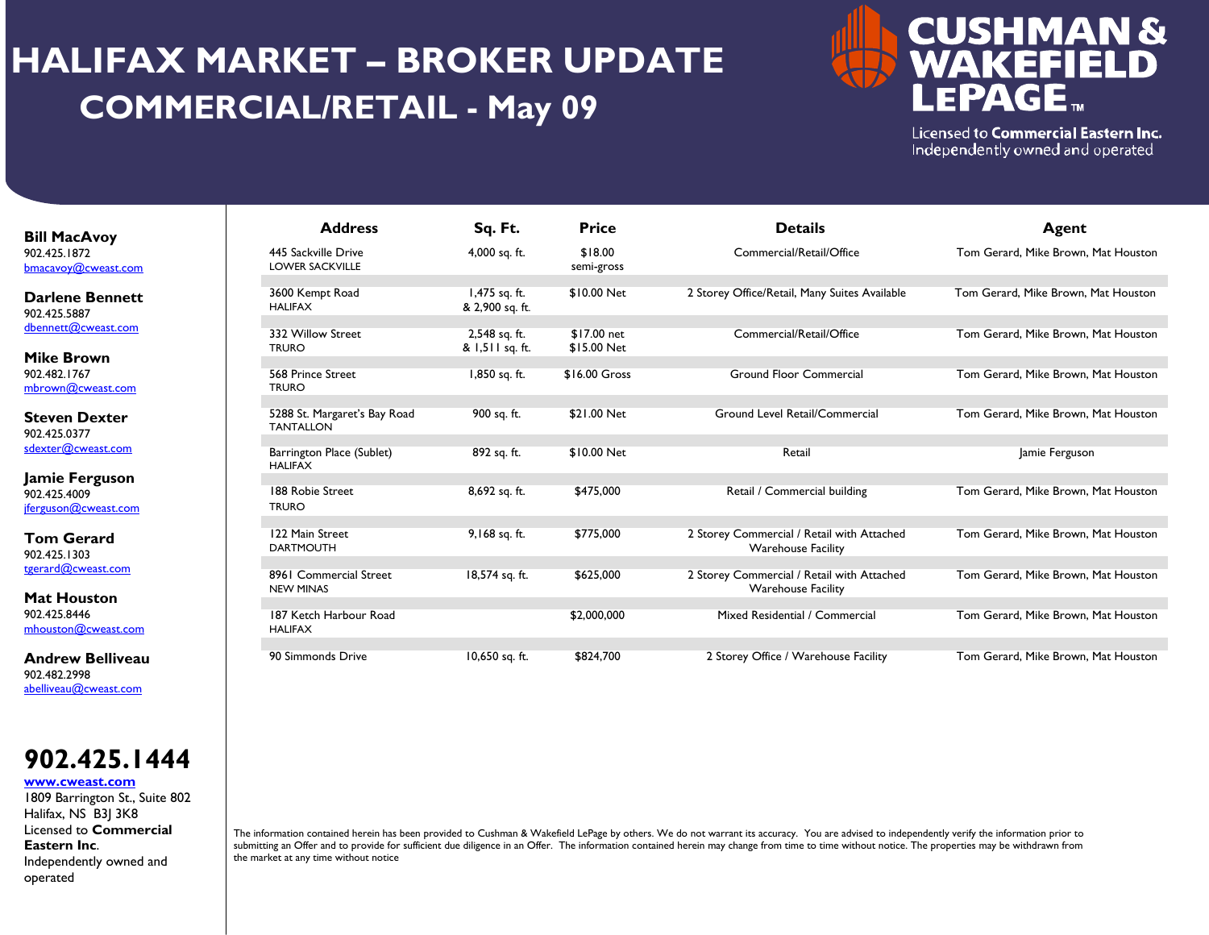# HALIFAX MARKET – BROKER UPDATE

## COMMERCIAL/RETAIL - May 09

**CUSHMAN & WAKEFIELD LEPAGE™**

Licensed to **Commercial Eastern Inc.**
Independently owned and operated

**Bill MacAvoy**
902.425.1872
bmacavoy@cweast.com

**Darlene Bennett**
902.425.5887
dbennett@cweast.com

**Mike Brown**
902.482.1767
mbrown@cweast.com

**Steven Dexter**
902.425.0377
sdexter@cweast.com

**Jamie Ferguson**
902.425.4009
jferguson@cweast.com

**Tom Gerard**
902.425.1303
tgerard@cweast.com

**Mat Houston**
902.425.8446
mhouston@cweast.com

**Andrew Belliveau**
902.482.2998
abelliveau@cweast.com

# 902.425.1444

**www.cweast.com**
1809 Barrington St., Suite 802
Halifax, NS B3J 3K8
Licensed to **Commercial Eastern Inc**.
Independently owned and operated

| Address | Sq. Ft. | Price | Details | Agent |
|---|---|---|---|---|
| 445 Sackville Drive<br>LOWER SACKVILLE | 4,000 sq. ft. | $18.00<br>semi-gross | Commercial/Retail/Office | Tom Gerard, Mike Brown, Mat Houston |
| 3600 Kempt Road<br>HALIFAX | 1,475 sq. ft.<br>& 2,900 sq. ft. | $10.00 Net | 2 Storey Office/Retail, Many Suites Available | Tom Gerard, Mike Brown, Mat Houston |
| 332 Willow Street<br>TRURO | 2,548 sq. ft.<br>& 1,511 sq. ft. | $17.00 net<br>$15.00 Net | Commercial/Retail/Office | Tom Gerard, Mike Brown, Mat Houston |
| 568 Prince Street<br>TRURO | 1,850 sq. ft. | $16.00 Gross | Ground Floor Commercial | Tom Gerard, Mike Brown, Mat Houston |
| 5288 St. Margaret's Bay Road<br>TANTALLON | 900 sq. ft. | $21.00 Net | Ground Level Retail/Commercial | Tom Gerard, Mike Brown, Mat Houston |
| Barrington Place (Sublet)<br>HALIFAX | 892 sq. ft. | $10.00 Net | Retail | Jamie Ferguson |
| 188 Robie Street<br>TRURO | 8,692 sq. ft. | $475,000 | Retail / Commercial building | Tom Gerard, Mike Brown, Mat Houston |
| 122 Main Street<br>DARTMOUTH | 9,168 sq. ft. | $775,000 | 2 Storey Commercial / Retail with Attached Warehouse Facility | Tom Gerard, Mike Brown, Mat Houston |
| 8961 Commercial Street<br>NEW MINAS | 18,574 sq. ft. | $625,000 | 2 Storey Commercial / Retail with Attached Warehouse Facility | Tom Gerard, Mike Brown, Mat Houston |
| 187 Ketch Harbour Road<br>HALIFAX | | $2,000,000 | Mixed Residential / Commercial | Tom Gerard, Mike Brown, Mat Houston |
| 90 Simmonds Drive | 10,650 sq. ft. | $824,700 | 2 Storey Office / Warehouse Facility | Tom Gerard, Mike Brown, Mat Houston |

The information contained herein has been provided to Cushman & Wakefield LePage by others. We do not warrant its accuracy. You are advised to independently verify the information prior to submitting an Offer and to provide for sufficient due diligence in an Offer. The information contained herein may change from time to time without notice. The properties may be withdrawn from the market at any time without notice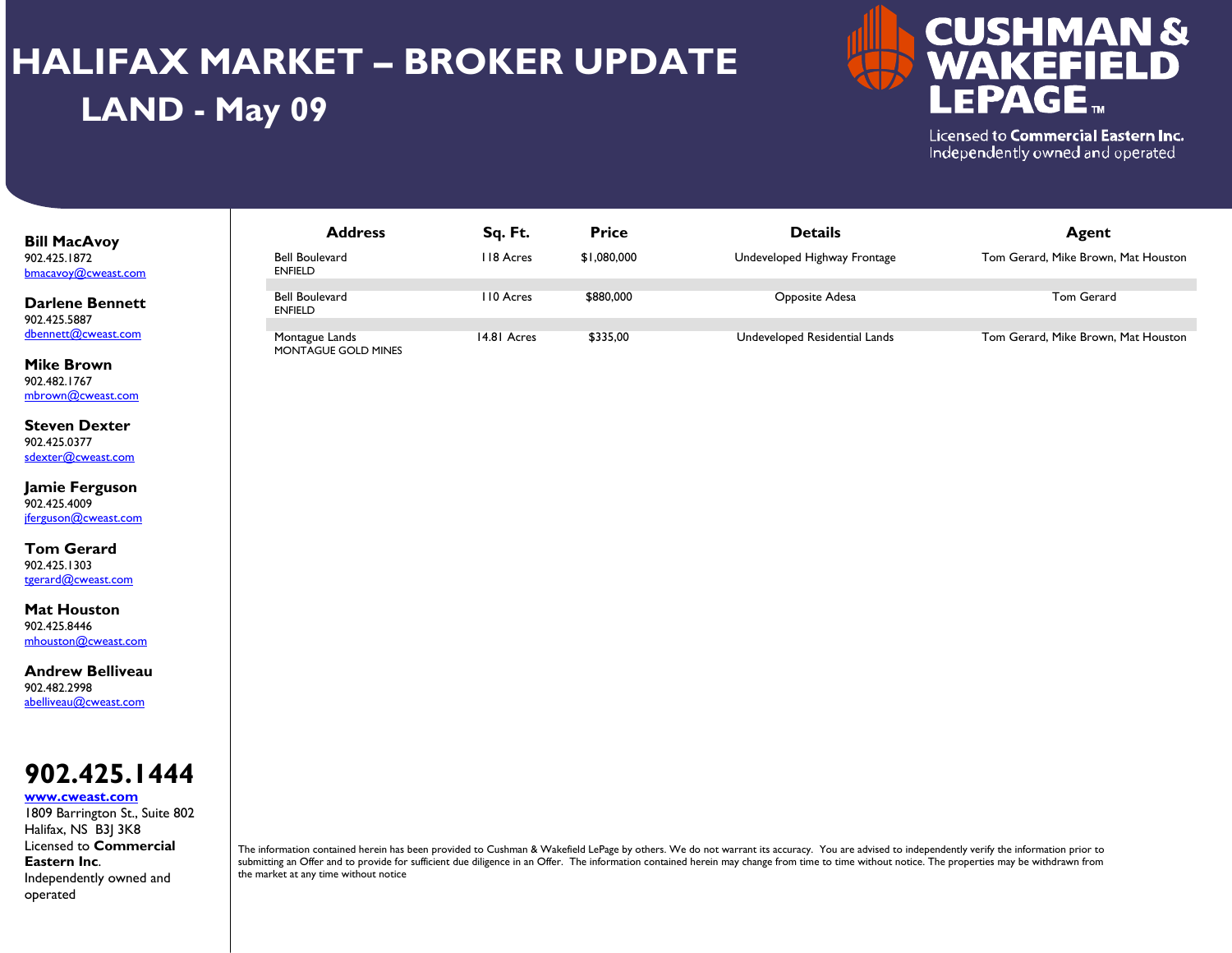# HALIFAX MARKET – BROKER UPDATE

## LAND - May 09

CUSHMAN & WAKEFIELD LEPAGE™

Licensed to **Commercial Eastern Inc.**
Independently owned and operated

**Bill MacAvoy**
902.425.1872
bmacavoy@cweast.com

**Darlene Bennett**
902.425.5887
dbennett@cweast.com

**Mike Brown**
902.482.1767
mbrown@cweast.com

**Steven Dexter**
902.425.0377
sdexter@cweast.com

**Jamie Ferguson**
902.425.4009
jferguson@cweast.com

**Tom Gerard**
902.425.1303
tgerard@cweast.com

**Mat Houston**
902.425.8446
mhouston@cweast.com

**Andrew Belliveau**
902.482.2998
abelliveau@cweast.com

**902.425.1444**
**www.cweast.com**
1809 Barrington St., Suite 802
Halifax, NS B3J 3K8
Licensed to **Commercial Eastern Inc**.
Independently owned and operated

| Address | Sq. Ft. | Price | Details | Agent |
|---|---|---|---|---|
| Bell Boulevard<br>ENFIELD | 118 Acres | $1,080,000 | Undeveloped Highway Frontage | Tom Gerard, Mike Brown, Mat Houston |
| Bell Boulevard<br>ENFIELD | 110 Acres | $880,000 | Opposite Adesa | Tom Gerard |
| Montague Lands<br>MONTAGUE GOLD MINES | 14.81 Acres | $335,00 | Undeveloped Residential Lands | Tom Gerard, Mike Brown, Mat Houston |

The information contained herein has been provided to Cushman & Wakefield LePage by others. We do not warrant its accuracy. You are advised to independently verify the information prior to submitting an Offer and to provide for sufficient due diligence in an Offer. The information contained herein may change from time to time without notice. The properties may be withdrawn from the market at any time without notice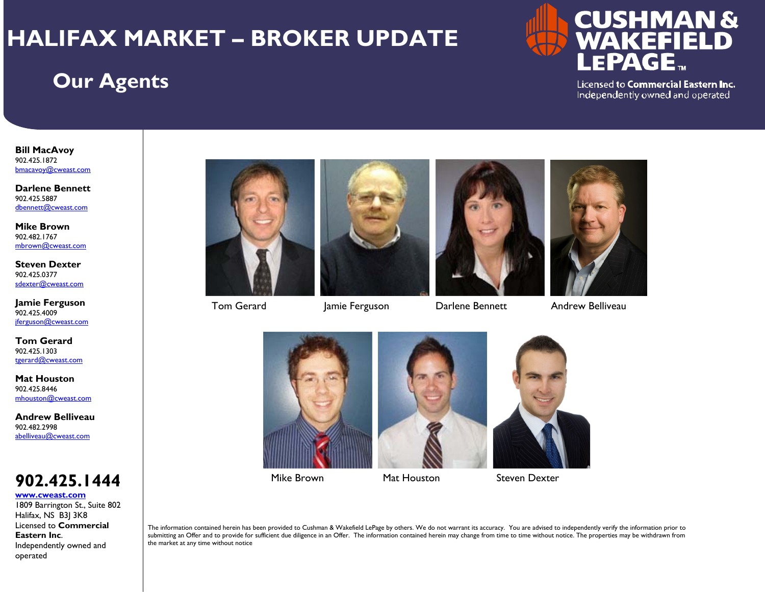# HALIFAX MARKET – BROKER UPDATE

## Our Agents

CUSHMAN & WAKEFIELD LEPAGE™

Licensed to **Commercial Eastern Inc.**
Independently owned and operated

**Bill MacAvoy**
902.425.1872
bmacavoy@cweast.com

**Darlene Bennett**
902.425.5887
dbennett@cweast.com

**Mike Brown**
902.482.1767
mbrown@cweast.com

**Steven Dexter**
902.425.0377
sdexter@cweast.com

**Jamie Ferguson**
902.425.4009
jferguson@cweast.com

**Tom Gerard**
902.425.1303
tgerard@cweast.com

**Mat Houston**
902.425.8446
mhouston@cweast.com

**Andrew Belliveau**
902.482.2998
abelliveau@cweast.com

# 902.425.1444

**www.cweast.com**
1809 Barrington St., Suite 802
Halifax, NS B3J 3K8
Licensed to **Commercial Eastern Inc**.
Independently owned and operated

Tom Gerard

Jamie Ferguson

Darlene Bennett

Andrew Belliveau

Mike Brown

Mat Houston

Steven Dexter

The information contained herein has been provided to Cushman & Wakefield LePage by others. We do not warrant its accuracy. You are advised to independently verify the information prior to submitting an Offer and to provide for sufficient due diligence in an Offer. The information contained herein may change from time to time without notice. The properties may be withdrawn from the market at any time without notice